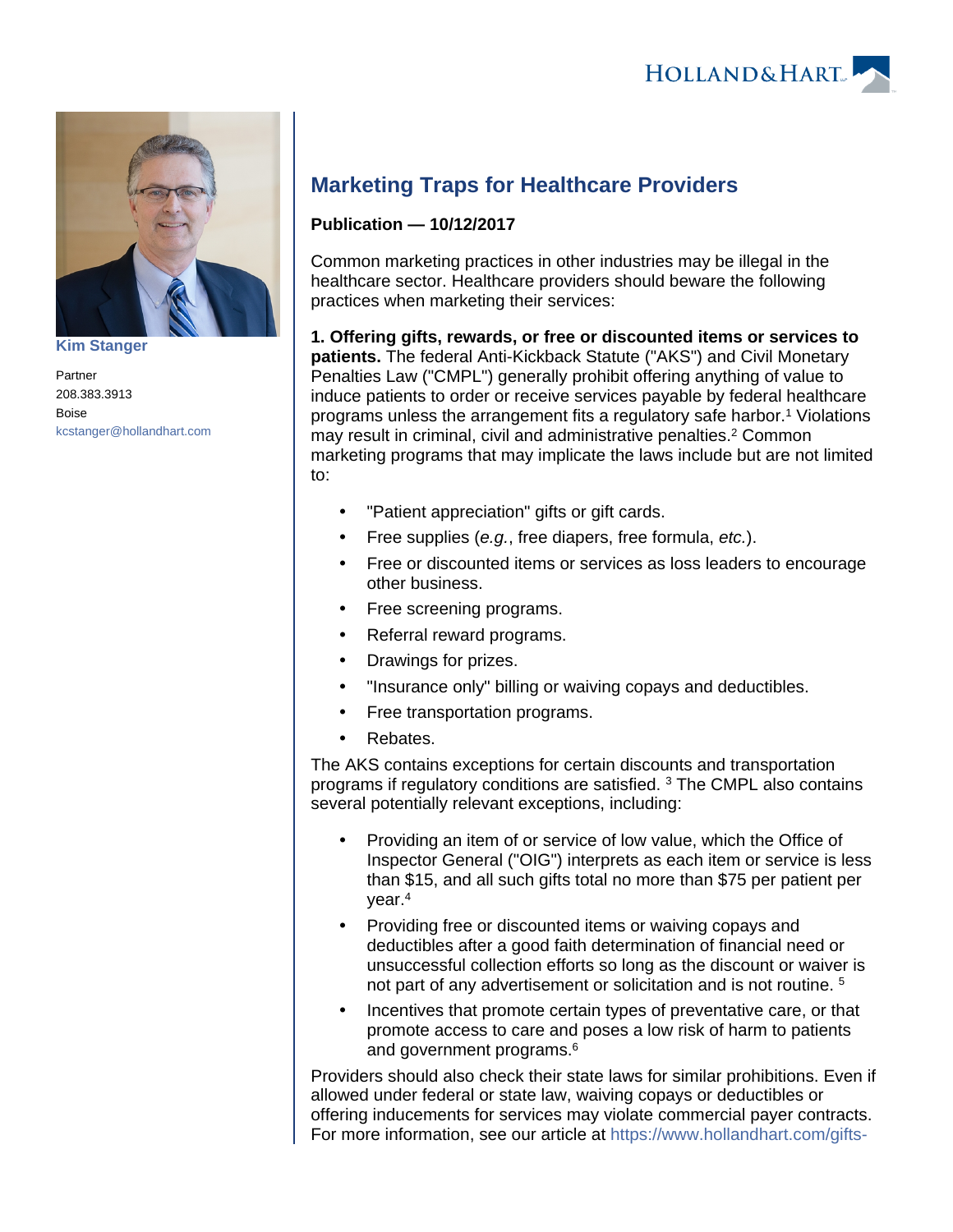Kim Stanger

Partner
208.383.3913
Boise
kcstanger@hollandhart.com

# Marketing Traps for Healthcare Providers

**Publication — 10/12/2017**

Common marketing practices in other industries may be illegal in the healthcare sector. Healthcare providers should beware the following practices when marketing their services:

**1. Offering gifts, rewards, or free or discounted items or services to patients.** The federal Anti-Kickback Statute ("AKS") and Civil Monetary Penalties Law ("CMPL") generally prohibit offering anything of value to induce patients to order or receive services payable by federal healthcare programs unless the arrangement fits a regulatory safe harbor.[1] Violations may result in criminal, civil and administrative penalties.[2] Common marketing programs that may implicate the laws include but are not limited to:

- "Patient appreciation" gifts or gift cards.
- Free supplies (*e.g.*, free diapers, free formula, *etc.*).
- Free or discounted items or services as loss leaders to encourage other business.
- Free screening programs.
- Referral reward programs.
- Drawings for prizes.
- "Insurance only" billing or waiving copays and deductibles.
- Free transportation programs.
- Rebates.

The AKS contains exceptions for certain discounts and transportation programs if regulatory conditions are satisfied. [3] The CMPL also contains several potentially relevant exceptions, including:

- Providing an item of or service of low value, which the Office of Inspector General ("OIG") interprets as each item or service is less than $15, and all such gifts total no more than $75 per patient per year.[4]
- Providing free or discounted items or waiving copays and deductibles after a good faith determination of financial need or unsuccessful collection efforts so long as the discount or waiver is not part of any advertisement or solicitation and is not routine. [5]
- Incentives that promote certain types of preventative care, or that promote access to care and poses a low risk of harm to patients and government programs.[6]

Providers should also check their state laws for similar prohibitions. Even if allowed under federal or state law, waiving copays or deductibles or offering inducements for services may violate commercial payer contracts. For more information, see our article at https://www.hollandhart.com/gifts-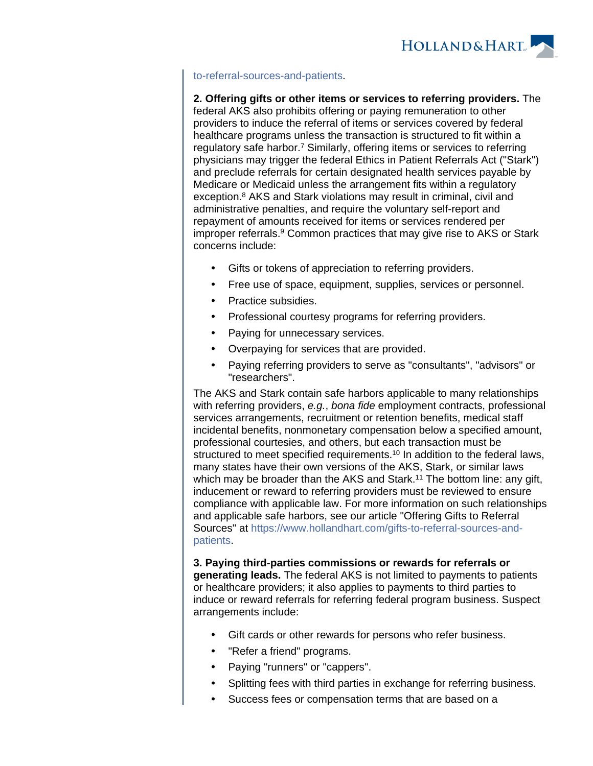to-referral-sources-and-patients.

**2. Offering gifts or other items or services to referring providers.** The federal AKS also prohibits offering or paying remuneration to other providers to induce the referral of items or services covered by federal healthcare programs unless the transaction is structured to fit within a regulatory safe harbor.[7] Similarly, offering items or services to referring physicians may trigger the federal Ethics in Patient Referrals Act ("Stark") and preclude referrals for certain designated health services payable by Medicare or Medicaid unless the arrangement fits within a regulatory exception.[8] AKS and Stark violations may result in criminal, civil and administrative penalties, and require the voluntary self-report and repayment of amounts received for items or services rendered per improper referrals.[9] Common practices that may give rise to AKS or Stark concerns include:

- Gifts or tokens of appreciation to referring providers.
- Free use of space, equipment, supplies, services or personnel.
- Practice subsidies.
- Professional courtesy programs for referring providers.
- Paying for unnecessary services.
- Overpaying for services that are provided.
- Paying referring providers to serve as "consultants", "advisors" or "researchers".

The AKS and Stark contain safe harbors applicable to many relationships with referring providers, *e.g.*, *bona fide* employment contracts, professional services arrangements, recruitment or retention benefits, medical staff incidental benefits, nonmonetary compensation below a specified amount, professional courtesies, and others, but each transaction must be structured to meet specified requirements.[10] In addition to the federal laws, many states have their own versions of the AKS, Stark, or similar laws which may be broader than the AKS and Stark.[11] The bottom line: any gift, inducement or reward to referring providers must be reviewed to ensure compliance with applicable law. For more information on such relationships and applicable safe harbors, see our article "Offering Gifts to Referral Sources" at https://www.hollandhart.com/gifts-to-referral-sources-and-patients.

**3. Paying third-parties commissions or rewards for referrals or generating leads.** The federal AKS is not limited to payments to patients or healthcare providers; it also applies to payments to third parties to induce or reward referrals for referring federal program business. Suspect arrangements include:

- Gift cards or other rewards for persons who refer business.
- "Refer a friend" programs.
- Paying "runners" or "cappers".
- Splitting fees with third parties in exchange for referring business.
- Success fees or compensation terms that are based on a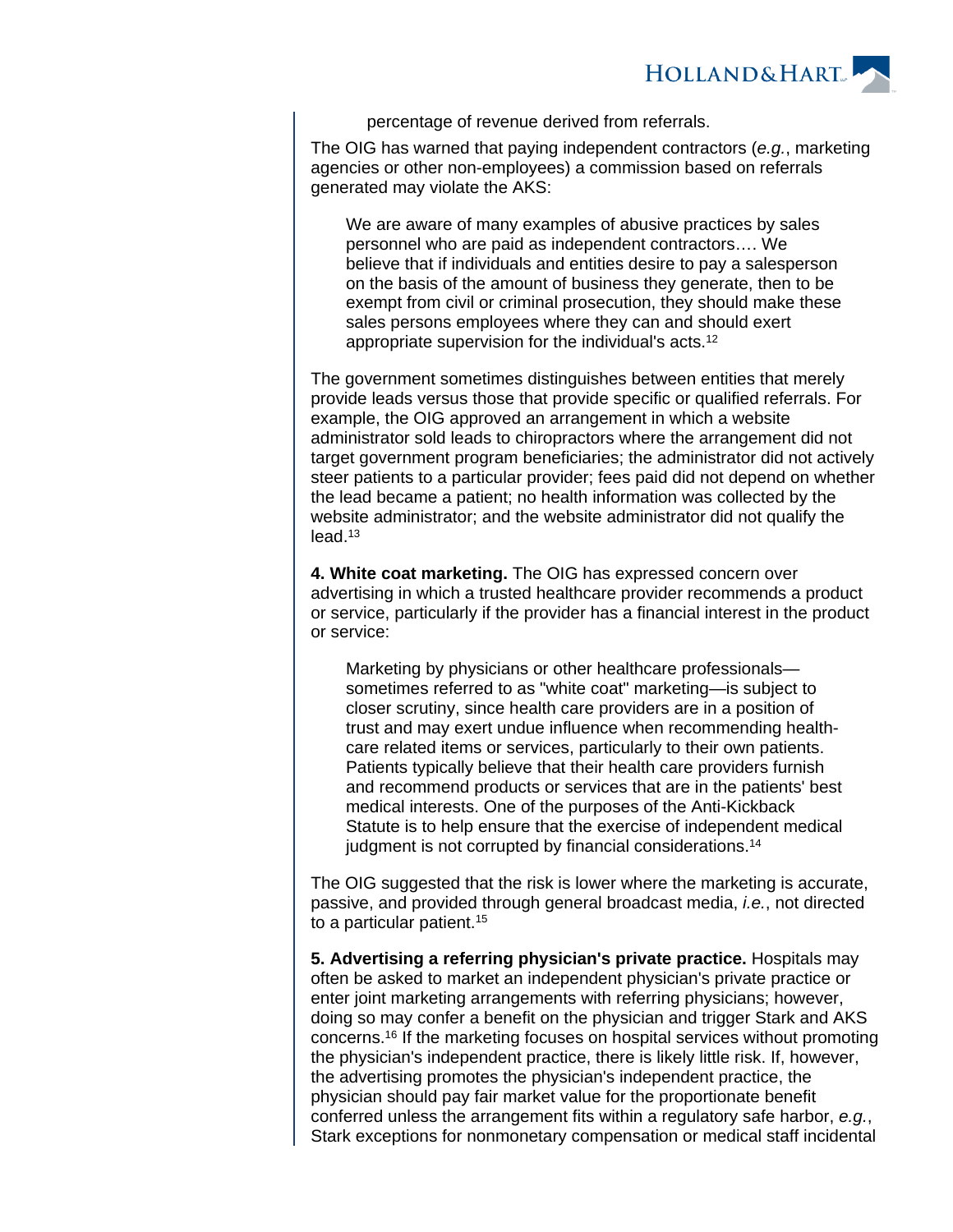percentage of revenue derived from referrals.

The OIG has warned that paying independent contractors (*e.g.*, marketing agencies or other non-employees) a commission based on referrals generated may violate the AKS:

> We are aware of many examples of abusive practices by sales personnel who are paid as independent contractors…. We believe that if individuals and entities desire to pay a salesperson on the basis of the amount of business they generate, then to be exempt from civil or criminal prosecution, they should make these sales persons employees where they can and should exert appropriate supervision for the individual's acts.[12]

The government sometimes distinguishes between entities that merely provide leads versus those that provide specific or qualified referrals. For example, the OIG approved an arrangement in which a website administrator sold leads to chiropractors where the arrangement did not target government program beneficiaries; the administrator did not actively steer patients to a particular provider; fees paid did not depend on whether the lead became a patient; no health information was collected by the website administrator; and the website administrator did not qualify the lead.[13]

**4. White coat marketing.** The OIG has expressed concern over advertising in which a trusted healthcare provider recommends a product or service, particularly if the provider has a financial interest in the product or service:

> Marketing by physicians or other healthcare professionals—sometimes referred to as "white coat" marketing—is subject to closer scrutiny, since health care providers are in a position of trust and may exert undue influence when recommending health-care related items or services, particularly to their own patients. Patients typically believe that their health care providers furnish and recommend products or services that are in the patients' best medical interests. One of the purposes of the Anti-Kickback Statute is to help ensure that the exercise of independent medical judgment is not corrupted by financial considerations.[14]

The OIG suggested that the risk is lower where the marketing is accurate, passive, and provided through general broadcast media, *i.e.*, not directed to a particular patient.[15]

**5. Advertising a referring physician's private practice.** Hospitals may often be asked to market an independent physician's private practice or enter joint marketing arrangements with referring physicians; however, doing so may confer a benefit on the physician and trigger Stark and AKS concerns.[16] If the marketing focuses on hospital services without promoting the physician's independent practice, there is likely little risk. If, however, the advertising promotes the physician's independent practice, the physician should pay fair market value for the proportionate benefit conferred unless the arrangement fits within a regulatory safe harbor, *e.g.*, Stark exceptions for nonmonetary compensation or medical staff incidental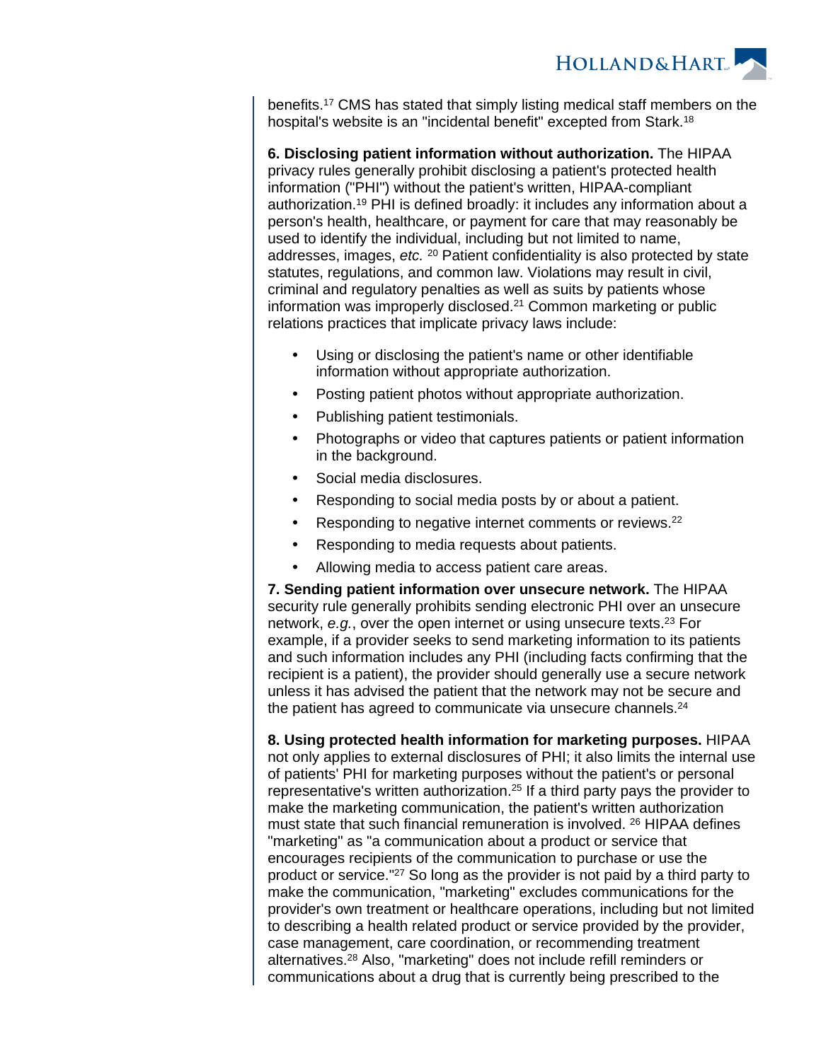benefits.[17] CMS has stated that simply listing medical staff members on the hospital's website is an "incidental benefit" excepted from Stark.[18]

**6. Disclosing patient information without authorization.** The HIPAA privacy rules generally prohibit disclosing a patient's protected health information ("PHI") without the patient's written, HIPAA-compliant authorization.[19] PHI is defined broadly: it includes any information about a person's health, healthcare, or payment for care that may reasonably be used to identify the individual, including but not limited to name, addresses, images, *etc.* [20] Patient confidentiality is also protected by state statutes, regulations, and common law. Violations may result in civil, criminal and regulatory penalties as well as suits by patients whose information was improperly disclosed.[21] Common marketing or public relations practices that implicate privacy laws include:

- Using or disclosing the patient's name or other identifiable information without appropriate authorization.
- Posting patient photos without appropriate authorization.
- Publishing patient testimonials.
- Photographs or video that captures patients or patient information in the background.
- Social media disclosures.
- Responding to social media posts by or about a patient.
- Responding to negative internet comments or reviews.[22]
- Responding to media requests about patients.
- Allowing media to access patient care areas.

**7. Sending patient information over unsecure network.** The HIPAA security rule generally prohibits sending electronic PHI over an unsecure network, *e.g.*, over the open internet or using unsecure texts.[23] For example, if a provider seeks to send marketing information to its patients and such information includes any PHI (including facts confirming that the recipient is a patient), the provider should generally use a secure network unless it has advised the patient that the network may not be secure and the patient has agreed to communicate via unsecure channels.[24]

**8. Using protected health information for marketing purposes.** HIPAA not only applies to external disclosures of PHI; it also limits the internal use of patients' PHI for marketing purposes without the patient's or personal representative's written authorization.[25] If a third party pays the provider to make the marketing communication, the patient's written authorization must state that such financial remuneration is involved. [26] HIPAA defines "marketing" as "a communication about a product or service that encourages recipients of the communication to purchase or use the product or service."[27] So long as the provider is not paid by a third party to make the communication, "marketing" excludes communications for the provider's own treatment or healthcare operations, including but not limited to describing a health related product or service provided by the provider, case management, care coordination, or recommending treatment alternatives.[28] Also, "marketing" does not include refill reminders or communications about a drug that is currently being prescribed to the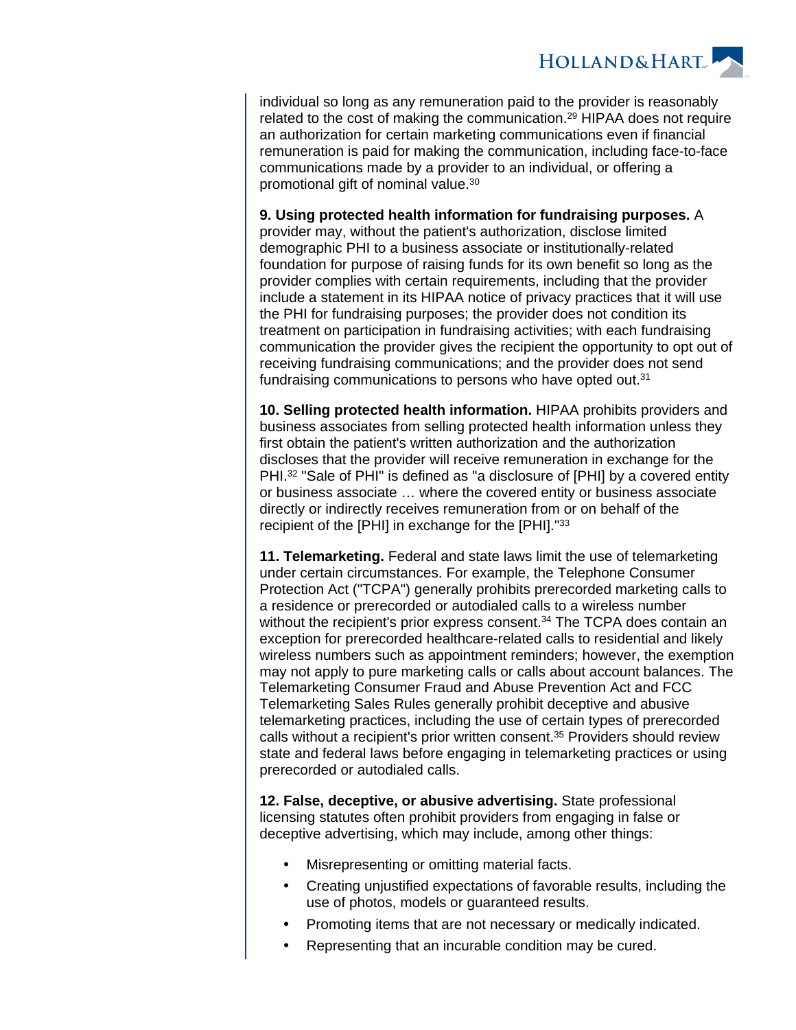individual so long as any remuneration paid to the provider is reasonably related to the cost of making the communication.[29] HIPAA does not require an authorization for certain marketing communications even if financial remuneration is paid for making the communication, including face-to-face communications made by a provider to an individual, or offering a promotional gift of nominal value.[30]

**9. Using protected health information for fundraising purposes.** A provider may, without the patient's authorization, disclose limited demographic PHI to a business associate or institutionally-related foundation for purpose of raising funds for its own benefit so long as the provider complies with certain requirements, including that the provider include a statement in its HIPAA notice of privacy practices that it will use the PHI for fundraising purposes; the provider does not condition its treatment on participation in fundraising activities; with each fundraising communication the provider gives the recipient the opportunity to opt out of receiving fundraising communications; and the provider does not send fundraising communications to persons who have opted out.[31]

**10. Selling protected health information.** HIPAA prohibits providers and business associates from selling protected health information unless they first obtain the patient's written authorization and the authorization discloses that the provider will receive remuneration in exchange for the PHI.[32] "Sale of PHI" is defined as "a disclosure of [PHI] by a covered entity or business associate … where the covered entity or business associate directly or indirectly receives remuneration from or on behalf of the recipient of the [PHI] in exchange for the [PHI]."[33]

**11. Telemarketing.** Federal and state laws limit the use of telemarketing under certain circumstances. For example, the Telephone Consumer Protection Act ("TCPA") generally prohibits prerecorded marketing calls to a residence or prerecorded or autodialed calls to a wireless number without the recipient's prior express consent.[34] The TCPA does contain an exception for prerecorded healthcare-related calls to residential and likely wireless numbers such as appointment reminders; however, the exemption may not apply to pure marketing calls or calls about account balances. The Telemarketing Consumer Fraud and Abuse Prevention Act and FCC Telemarketing Sales Rules generally prohibit deceptive and abusive telemarketing practices, including the use of certain types of prerecorded calls without a recipient's prior written consent.[35] Providers should review state and federal laws before engaging in telemarketing practices or using prerecorded or autodialed calls.

**12. False, deceptive, or abusive advertising.** State professional licensing statutes often prohibit providers from engaging in false or deceptive advertising, which may include, among other things:

- Misrepresenting or omitting material facts.
- Creating unjustified expectations of favorable results, including the use of photos, models or guaranteed results.
- Promoting items that are not necessary or medically indicated.
- Representing that an incurable condition may be cured.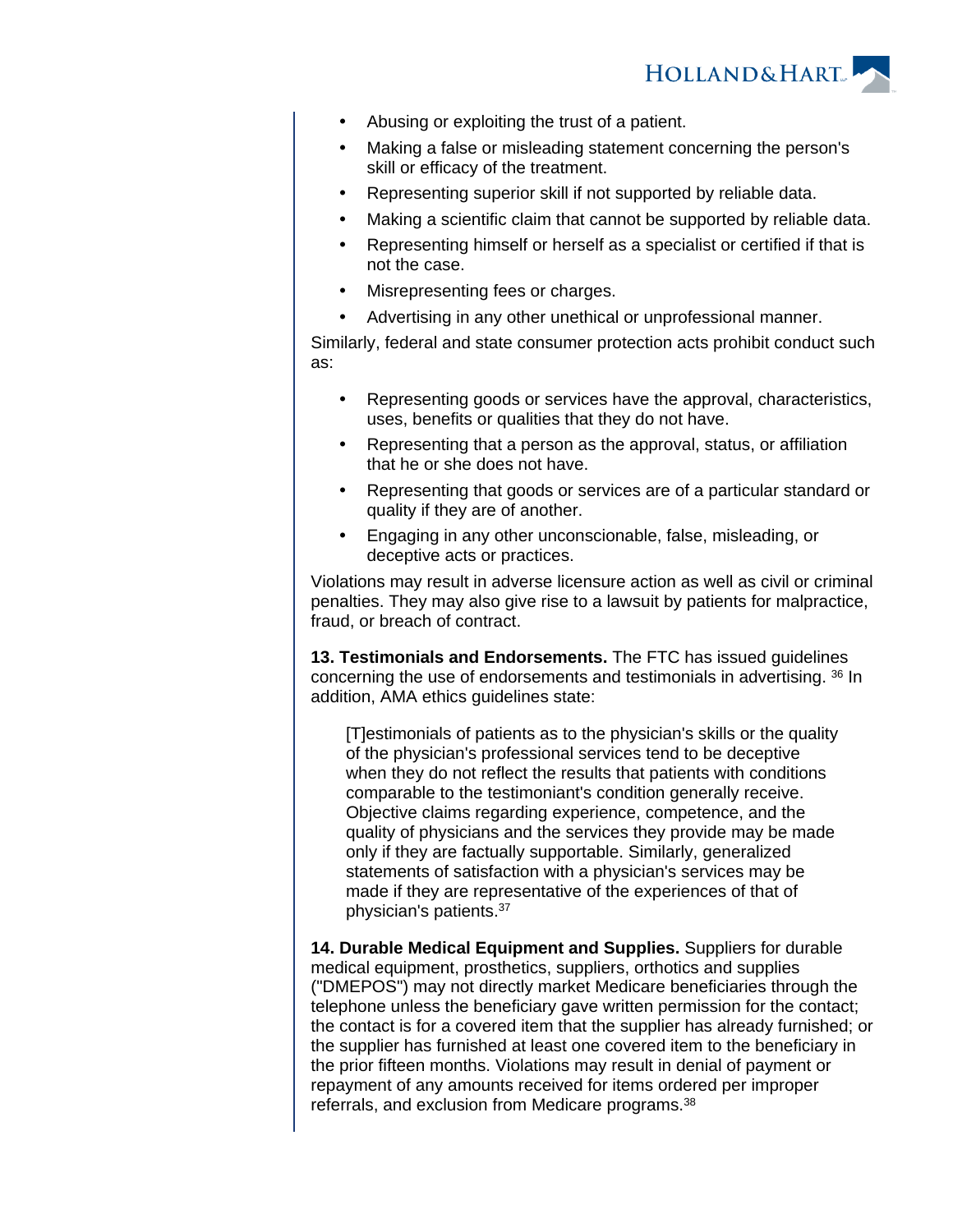- Abusing or exploiting the trust of a patient.
- Making a false or misleading statement concerning the person's skill or efficacy of the treatment.
- Representing superior skill if not supported by reliable data.
- Making a scientific claim that cannot be supported by reliable data.
- Representing himself or herself as a specialist or certified if that is not the case.
- Misrepresenting fees or charges.
- Advertising in any other unethical or unprofessional manner.

Similarly, federal and state consumer protection acts prohibit conduct such as:

- Representing goods or services have the approval, characteristics, uses, benefits or qualities that they do not have.
- Representing that a person as the approval, status, or affiliation that he or she does not have.
- Representing that goods or services are of a particular standard or quality if they are of another.
- Engaging in any other unconscionable, false, misleading, or deceptive acts or practices.

Violations may result in adverse licensure action as well as civil or criminal penalties. They may also give rise to a lawsuit by patients for malpractice, fraud, or breach of contract.

**13. Testimonials and Endorsements.** The FTC has issued guidelines concerning the use of endorsements and testimonials in advertising. [36] In addition, AMA ethics guidelines state:

> [T]estimonials of patients as to the physician's skills or the quality of the physician's professional services tend to be deceptive when they do not reflect the results that patients with conditions comparable to the testimoniant's condition generally receive. Objective claims regarding experience, competence, and the quality of physicians and the services they provide may be made only if they are factually supportable. Similarly, generalized statements of satisfaction with a physician's services may be made if they are representative of the experiences of that of physician's patients.[37]

**14. Durable Medical Equipment and Supplies.** Suppliers for durable medical equipment, prosthetics, suppliers, orthotics and supplies ("DMEPOS") may not directly market Medicare beneficiaries through the telephone unless the beneficiary gave written permission for the contact; the contact is for a covered item that the supplier has already furnished; or the supplier has furnished at least one covered item to the beneficiary in the prior fifteen months. Violations may result in denial of payment or repayment of any amounts received for items ordered per improper referrals, and exclusion from Medicare programs.[38]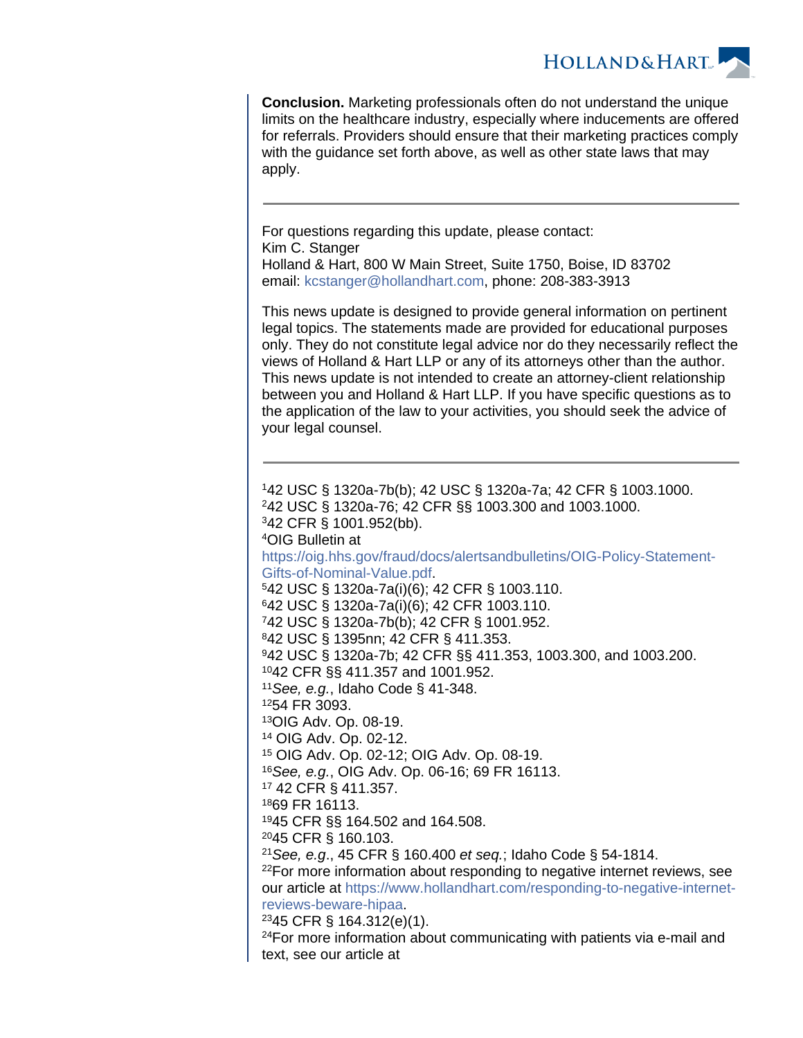**Conclusion.** Marketing professionals often do not understand the unique limits on the healthcare industry, especially where inducements are offered for referrals. Providers should ensure that their marketing practices comply with the guidance set forth above, as well as other state laws that may apply.

---

For questions regarding this update, please contact:
Kim C. Stanger
Holland & Hart, 800 W Main Street, Suite 1750, Boise, ID 83702
email: kcstanger@hollandhart.com, phone: 208-383-3913

This news update is designed to provide general information on pertinent legal topics. The statements made are provided for educational purposes only. They do not constitute legal advice nor do they necessarily reflect the views of Holland & Hart LLP or any of its attorneys other than the author. This news update is not intended to create an attorney-client relationship between you and Holland & Hart LLP. If you have specific questions as to the application of the law to your activities, you should seek the advice of your legal counsel.

---

[1]42 USC § 1320a-7b(b); 42 USC § 1320a-7a; 42 CFR § 1003.1000.
[2]42 USC § 1320a-76; 42 CFR §§ 1003.300 and 1003.1000.
[3]42 CFR § 1001.952(bb).
[4]OIG Bulletin at https://oig.hhs.gov/fraud/docs/alertsandbulletins/OIG-Policy-Statement-Gifts-of-Nominal-Value.pdf.
[5]42 USC § 1320a-7a(i)(6); 42 CFR § 1003.110.
[6]42 USC § 1320a-7a(i)(6); 42 CFR 1003.110.
[7]42 USC § 1320a-7b(b); 42 CFR § 1001.952.
[8]42 USC § 1395nn; 42 CFR § 411.353.
[9]42 USC § 1320a-7b; 42 CFR §§ 411.353, 1003.300, and 1003.200.
[10]42 CFR §§ 411.357 and 1001.952.
[11]*See, e.g.*, Idaho Code § 41-348.
[12]54 FR 3093.
[13]OIG Adv. Op. 08-19.
[14] OIG Adv. Op. 02-12.
[15] OIG Adv. Op. 02-12; OIG Adv. Op. 08-19.
[16]*See, e.g.*, OIG Adv. Op. 06-16; 69 FR 16113.
[17] 42 CFR § 411.357.
[18]69 FR 16113.
[19]45 CFR §§ 164.502 and 164.508.
[20]45 CFR § 160.103.
[21]*See, e.g*., 45 CFR § 160.400 *et seq.*; Idaho Code § 54-1814.
[22]For more information about responding to negative internet reviews, see our article at https://www.hollandhart.com/responding-to-negative-internet-reviews-beware-hipaa.
[23]45 CFR § 164.312(e)(1).
[24]For more information about communicating with patients via e-mail and text, see our article at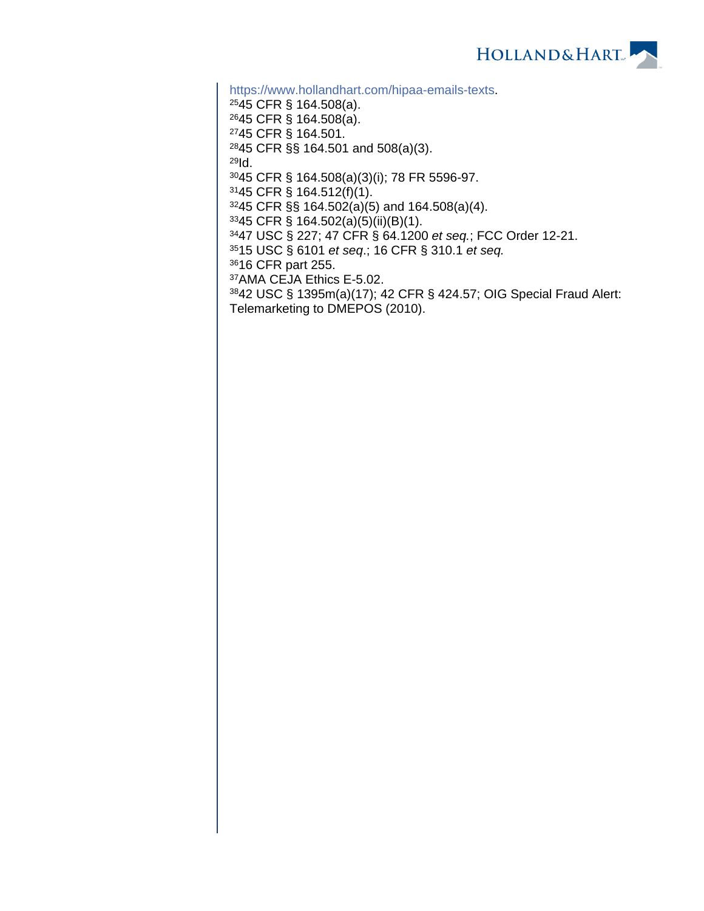https://www.hollandhart.com/hipaa-emails-texts.

[25]45 CFR § 164.508(a).

[26]45 CFR § 164.508(a).

[27]45 CFR § 164.501.

[28]45 CFR §§ 164.501 and 508(a)(3).

[29]Id.

[30]45 CFR § 164.508(a)(3)(i); 78 FR 5596-97.

[31]45 CFR § 164.512(f)(1).

[32]45 CFR §§ 164.502(a)(5) and 164.508(a)(4).

[33]45 CFR § 164.502(a)(5)(ii)(B)(1).

[34]47 USC § 227; 47 CFR § 64.1200 *et seq.*; FCC Order 12-21.

[35]15 USC § 6101 *et seq.*; 16 CFR § 310.1 *et seq.*

[36]16 CFR part 255.

[37]AMA CEJA Ethics E-5.02.

[38]42 USC § 1395m(a)(17); 42 CFR § 424.57; OIG Special Fraud Alert: Telemarketing to DMEPOS (2010).